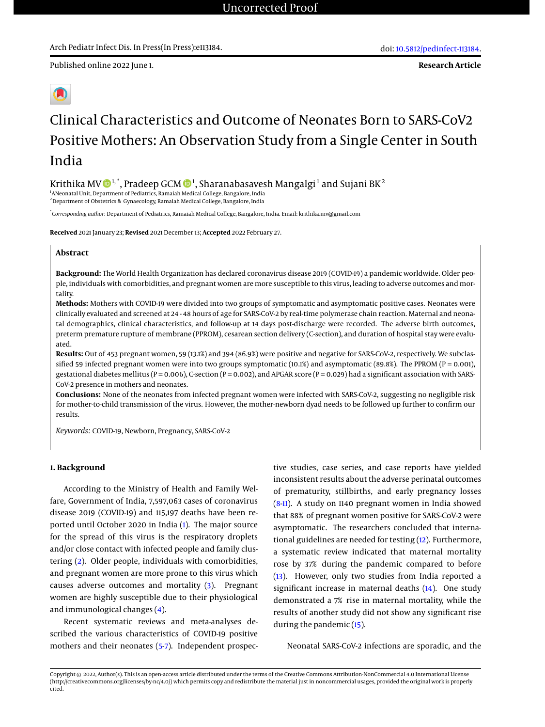Uncorrected Proof

Arch Pediatr Infect Dis. In Press(In Press):e113184.

doi: 10.5812/pedinfect-113184.

Published online 2022 June 1.

**Research Article**

# Clinical Characteristics and Outcome of Neonates Born to SARS-CoV2 Positive Mothers: An Observation Study from a Single Center in South India

Krithika MV [1,*], Pradeep GCM [1], Sharanabasavesh Mangalgi [1] and Sujani BK [2]

[1] ANeonatal Unit, Department of Pediatrics, Ramaiah Medical College, Bangalore, India
[2] Department of Obstetrics & Gynaecology, Ramaiah Medical College, Bangalore, India

[*] *Corresponding author*: Department of Pediatrics, Ramaiah Medical College, Bangalore, India. Email: krithika.mv@gmail.com

**Received** 2021 January 23; **Revised** 2021 December 13; **Accepted** 2022 February 27.

## Abstract

**Background:** The World Health Organization has declared coronavirus disease 2019 (COVID-19) a pandemic worldwide. Older people, individuals with comorbidities, and pregnant women are more susceptible to this virus, leading to adverse outcomes and mortality.

**Methods:** Mothers with COVID-19 were divided into two groups of symptomatic and asymptomatic positive cases. Neonates were clinically evaluated and screened at 24 - 48 hours of age for SARS-CoV-2 by real-time polymerase chain reaction. Maternal and neonatal demographics, clinical characteristics, and follow-up at 14 days post-discharge were recorded. The adverse birth outcomes, preterm premature rupture of membrane (PPROM), cesarean section delivery (C-section), and duration of hospital stay were evaluated.

**Results:** Out of 453 pregnant women, 59 (13.1%) and 394 (86.9%) were positive and negative for SARS-CoV-2, respectively. We subclassified 59 infected pregnant women were into two groups symptomatic (10.1%) and asymptomatic (89.8%). The PPROM (P = 0.001), gestational diabetes mellitus (P = 0.006), C-section (P = 0.002), and APGAR score (P = 0.029) had a significant association with SARS-CoV-2 presence in mothers and neonates.

**Conclusions:** None of the neonates from infected pregnant women were infected with SARS-CoV-2, suggesting no negligible risk for mother-to-child transmission of the virus. However, the mother-newborn dyad needs to be followed up further to confirm our results.

*Keywords:* COVID-19, Newborn, Pregnancy, SARS-CoV-2

## 1. Background

According to the Ministry of Health and Family Welfare, Government of India, 7,597,063 cases of coronavirus disease 2019 (COVID-19) and 115,197 deaths have been reported until October 2020 in India (1). The major source for the spread of this virus is the respiratory droplets and/or close contact with infected people and family clustering (2). Older people, individuals with comorbidities, and pregnant women are more prone to this virus which causes adverse outcomes and mortality (3). Pregnant women are highly susceptible due to their physiological and immunological changes (4).

Recent systematic reviews and meta-analyses described the various characteristics of COVID-19 positive mothers and their neonates (5-7). Independent prospective studies, case series, and case reports have yielded inconsistent results about the adverse perinatal outcomes of prematurity, stillbirths, and early pregnancy losses (8-11). A study on 1140 pregnant women in India showed that 88% of pregnant women positive for SARS-CoV-2 were asymptomatic. The researchers concluded that international guidelines are needed for testing (12). Furthermore, a systematic review indicated that maternal mortality rose by 37% during the pandemic compared to before (13). However, only two studies from India reported a significant increase in maternal deaths (14). One study demonstrated a 7% rise in maternal mortality, while the results of another study did not show any significant rise during the pandemic (15).

Neonatal SARS-CoV-2 infections are sporadic, and the

Copyright © 2022, Author(s). This is an open-access article distributed under the terms of the Creative Commons Attribution-NonCommercial 4.0 International License (http://creativecommons.org/licenses/by-nc/4.0/) which permits copy and redistribute the material just in noncommercial usages, provided the original work is properly cited.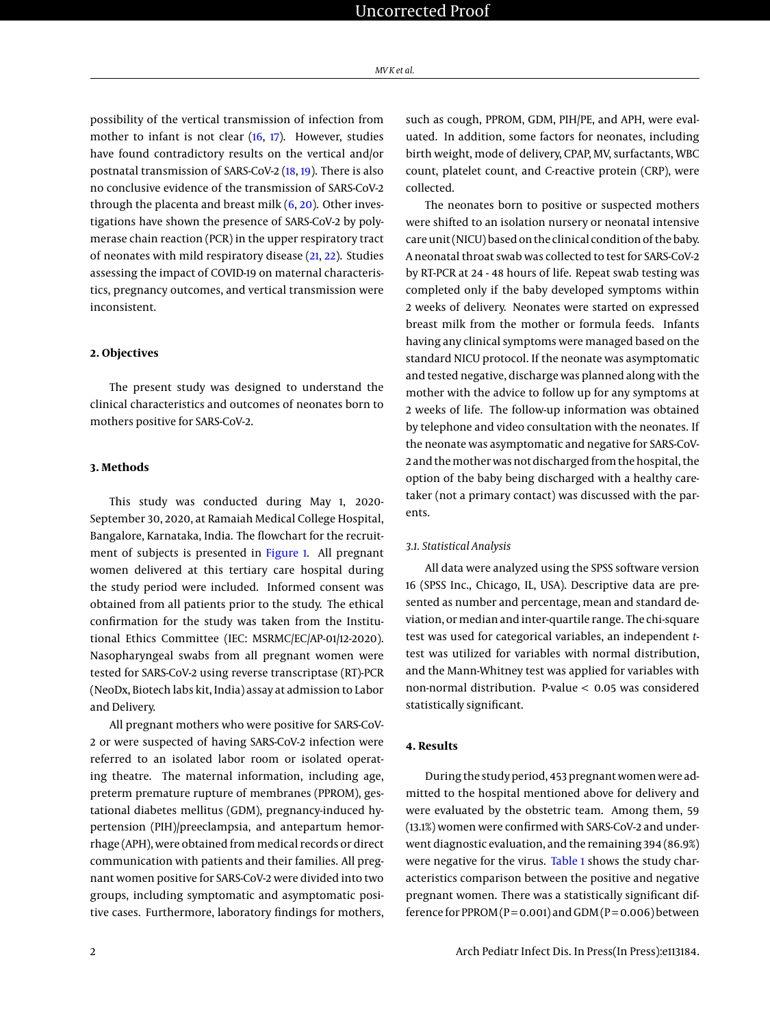possibility of the vertical transmission of infection from mother to infant is not clear (16, 17). However, studies have found contradictory results on the vertical and/or postnatal transmission of SARS-CoV-2 (18, 19). There is also no conclusive evidence of the transmission of SARS-CoV-2 through the placenta and breast milk (6, 20). Other investigations have shown the presence of SARS-CoV-2 by polymerase chain reaction (PCR) in the upper respiratory tract of neonates with mild respiratory disease (21, 22). Studies assessing the impact of COVID-19 on maternal characteristics, pregnancy outcomes, and vertical transmission were inconsistent.

## 2. Objectives

The present study was designed to understand the clinical characteristics and outcomes of neonates born to mothers positive for SARS-CoV-2.

## 3. Methods

This study was conducted during May 1, 2020-September 30, 2020, at Ramaiah Medical College Hospital, Bangalore, Karnataka, India. The flowchart for the recruitment of subjects is presented in Figure 1. All pregnant women delivered at this tertiary care hospital during the study period were included. Informed consent was obtained from all patients prior to the study. The ethical confirmation for the study was taken from the Institutional Ethics Committee (IEC: MSRMC/EC/AP-01/12-2020). Nasopharyngeal swabs from all pregnant women were tested for SARS-CoV-2 using reverse transcriptase (RT)-PCR (NeoDx, Biotech labs kit, India) assay at admission to Labor and Delivery.

All pregnant mothers who were positive for SARS-CoV-2 or were suspected of having SARS-CoV-2 infection were referred to an isolated labor room or isolated operating theatre. The maternal information, including age, preterm premature rupture of membranes (PPROM), gestational diabetes mellitus (GDM), pregnancy-induced hypertension (PIH)/preeclampsia, and antepartum hemorrhage (APH), were obtained from medical records or direct communication with patients and their families. All pregnant women positive for SARS-CoV-2 were divided into two groups, including symptomatic and asymptomatic positive cases. Furthermore, laboratory findings for mothers, such as cough, PPROM, GDM, PIH/PE, and APH, were evaluated. In addition, some factors for neonates, including birth weight, mode of delivery, CPAP, MV, surfactants, WBC count, platelet count, and C-reactive protein (CRP), were collected.

The neonates born to positive or suspected mothers were shifted to an isolation nursery or neonatal intensive care unit (NICU) based on the clinical condition of the baby. A neonatal throat swab was collected to test for SARS-CoV-2 by RT-PCR at 24 - 48 hours of life. Repeat swab testing was completed only if the baby developed symptoms within 2 weeks of delivery. Neonates were started on expressed breast milk from the mother or formula feeds. Infants having any clinical symptoms were managed based on the standard NICU protocol. If the neonate was asymptomatic and tested negative, discharge was planned along with the mother with the advice to follow up for any symptoms at 2 weeks of life. The follow-up information was obtained by telephone and video consultation with the neonates. If the neonate was asymptomatic and negative for SARS-CoV-2 and the mother was not discharged from the hospital, the option of the baby being discharged with a healthy caretaker (not a primary contact) was discussed with the parents.

### 3.1. Statistical Analysis

All data were analyzed using the SPSS software version 16 (SPSS Inc., Chicago, IL, USA). Descriptive data are presented as number and percentage, mean and standard deviation, or median and inter-quartile range. The chi-square test was used for categorical variables, an independent *t*-test was utilized for variables with normal distribution, and the Mann-Whitney test was applied for variables with non-normal distribution. P-value $< 0.05$ was considered statistically significant.

## 4. Results

During the study period, 453 pregnant women were admitted to the hospital mentioned above for delivery and were evaluated by the obstetric team. Among them, 59 (13.1%) women were confirmed with SARS-CoV-2 and underwent diagnostic evaluation, and the remaining 394 (86.9%) were negative for the virus. Table 1 shows the study characteristics comparison between the positive and negative pregnant women. There was a statistically significant difference for PPROM ($P = 0.001$) and GDM ($P = 0.006$) between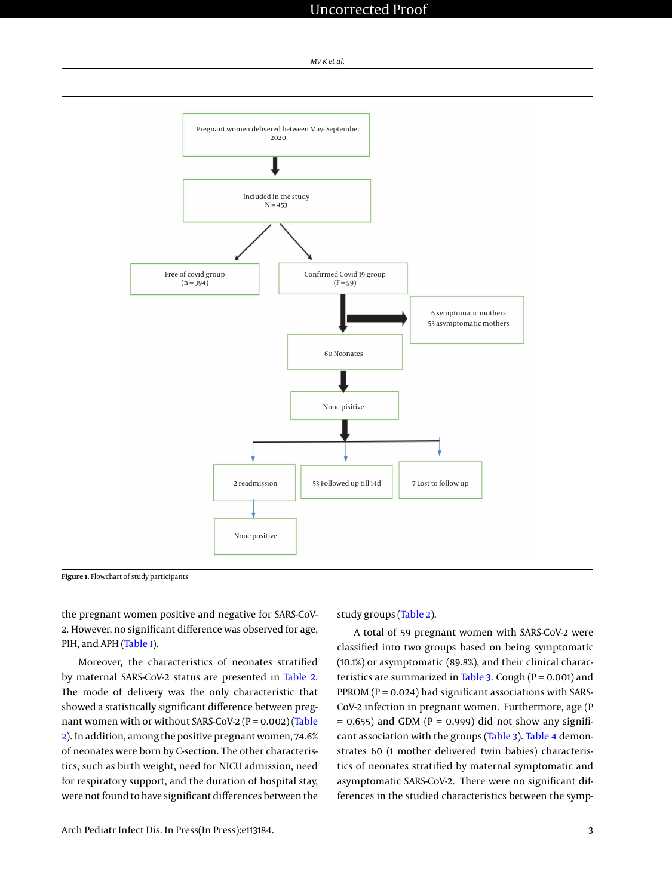Pregnant women delivered between May- September 2020

Included in the study
N = 453

Free of covid group
(n = 394)

Confirmed Covid 19 group
(F = 59)

6 symptomatic mothers
53 asymptomatic mothers

60 Neonates

None pisitive

2 readmission

53 Followed up till 14d

7 Lost to follow up

None positive

**Figure 1.** Flowchart of study participants

the pregnant women positive and negative for SARS-CoV-2. However, no significant difference was observed for age, PIH, and APH (Table 1).

Moreover, the characteristics of neonates stratified by maternal SARS-CoV-2 status are presented in Table 2. The mode of delivery was the only characteristic that showed a statistically significant difference between pregnant women with or without SARS-CoV-2 (P = 0.002) (Table 2). In addition, among the positive pregnant women, 74.6% of neonates were born by C-section. The other characteristics, such as birth weight, need for NICU admission, need for respiratory support, and the duration of hospital stay, were not found to have significant differences between the study groups (Table 2).

A total of 59 pregnant women with SARS-CoV-2 were classified into two groups based on being symptomatic (10.1%) or asymptomatic (89.8%), and their clinical characteristics are summarized in Table 3. Cough (P = 0.001) and PPROM (P = 0.024) had significant associations with SARS-CoV-2 infection in pregnant women. Furthermore, age (P = 0.655) and GDM (P = 0.999) did not show any significant association with the groups (Table 3). Table 4 demonstrates 60 (1 mother delivered twin babies) characteristics of neonates stratified by maternal symptomatic and asymptomatic SARS-CoV-2. There were no significant differences in the studied characteristics between the symp-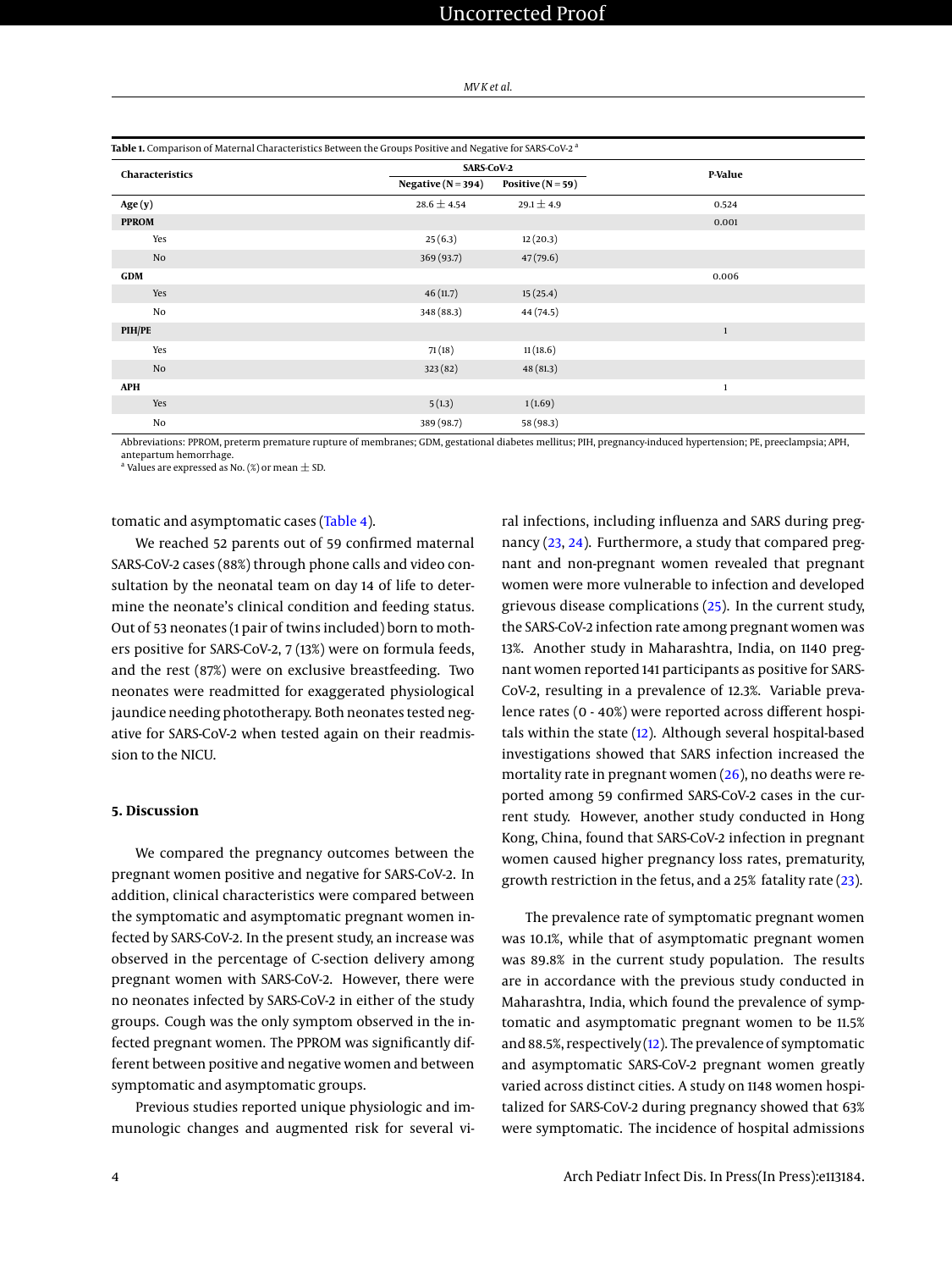**Table 1.** Comparison of Maternal Characteristics Between the Groups Positive and Negative for SARS-CoV-2 [a]

| Characteristics | SARS-CoV-2 | | P-Value |
|---|---|---|---|
| | Negative (N = 394) | Positive (N = 59) | |
| Age (y) | 28.6 ± 4.54 | 29.1 ± 4.9 | 0.524 |
| **PPROM** | | | 0.001 |
| Yes | 25 (6.3) | 12 (20.3) | |
| No | 369 (93.7) | 47 (79.6) | |
| **GDM** | | | 0.006 |
| Yes | 46 (11.7) | 15 (25.4) | |
| No | 348 (88.3) | 44 (74.5) | |
| **PIH/PE** | | | 1 |
| Yes | 71 (18) | 11 (18.6) | |
| No | 323 (82) | 48 (81.3) | |
| **APH** | | | 1 |
| Yes | 5 (1.3) | 1 (1.69) | |
| No | 389 (98.7) | 58 (98.3) | |

Abbreviations: PPROM, preterm premature rupture of membranes; GDM, gestational diabetes mellitus; PIH, pregnancy-induced hypertension; PE, preeclampsia; APH, antepartum hemorrhage.

[a] Values are expressed as No. (%) or mean ± SD.

tomatic and asymptomatic cases (Table 4).

We reached 52 parents out of 59 confirmed maternal SARS-CoV-2 cases (88%) through phone calls and video consultation by the neonatal team on day 14 of life to determine the neonate's clinical condition and feeding status. Out of 53 neonates (1 pair of twins included) born to mothers positive for SARS-CoV-2, 7 (13%) were on formula feeds, and the rest (87%) were on exclusive breastfeeding. Two neonates were readmitted for exaggerated physiological jaundice needing phototherapy. Both neonates tested negative for SARS-CoV-2 when tested again on their readmission to the NICU.

## 5. Discussion

We compared the pregnancy outcomes between the pregnant women positive and negative for SARS-CoV-2. In addition, clinical characteristics were compared between the symptomatic and asymptomatic pregnant women infected by SARS-CoV-2. In the present study, an increase was observed in the percentage of C-section delivery among pregnant women with SARS-CoV-2. However, there were no neonates infected by SARS-CoV-2 in either of the study groups. Cough was the only symptom observed in the infected pregnant women. The PPROM was significantly different between positive and negative women and between symptomatic and asymptomatic groups.

Previous studies reported unique physiologic and immunologic changes and augmented risk for several viral infections, including influenza and SARS during pregnancy (23, 24). Furthermore, a study that compared pregnant and non-pregnant women revealed that pregnant women were more vulnerable to infection and developed grievous disease complications (25). In the current study, the SARS-CoV-2 infection rate among pregnant women was 13%. Another study in Maharashtra, India, on 1140 pregnant women reported 141 participants as positive for SARS-CoV-2, resulting in a prevalence of 12.3%. Variable prevalence rates (0 - 40%) were reported across different hospitals within the state (12). Although several hospital-based investigations showed that SARS infection increased the mortality rate in pregnant women (26), no deaths were reported among 59 confirmed SARS-CoV-2 cases in the current study. However, another study conducted in Hong Kong, China, found that SARS-CoV-2 infection in pregnant women caused higher pregnancy loss rates, prematurity, growth restriction in the fetus, and a 25% fatality rate (23).

The prevalence rate of symptomatic pregnant women was 10.1%, while that of asymptomatic pregnant women was 89.8% in the current study population. The results are in accordance with the previous study conducted in Maharashtra, India, which found the prevalence of symptomatic and asymptomatic pregnant women to be 11.5% and 88.5%, respectively (12). The prevalence of symptomatic and asymptomatic SARS-CoV-2 pregnant women greatly varied across distinct cities. A study on 1148 women hospitalized for SARS-CoV-2 during pregnancy showed that 63% were symptomatic. The incidence of hospital admissions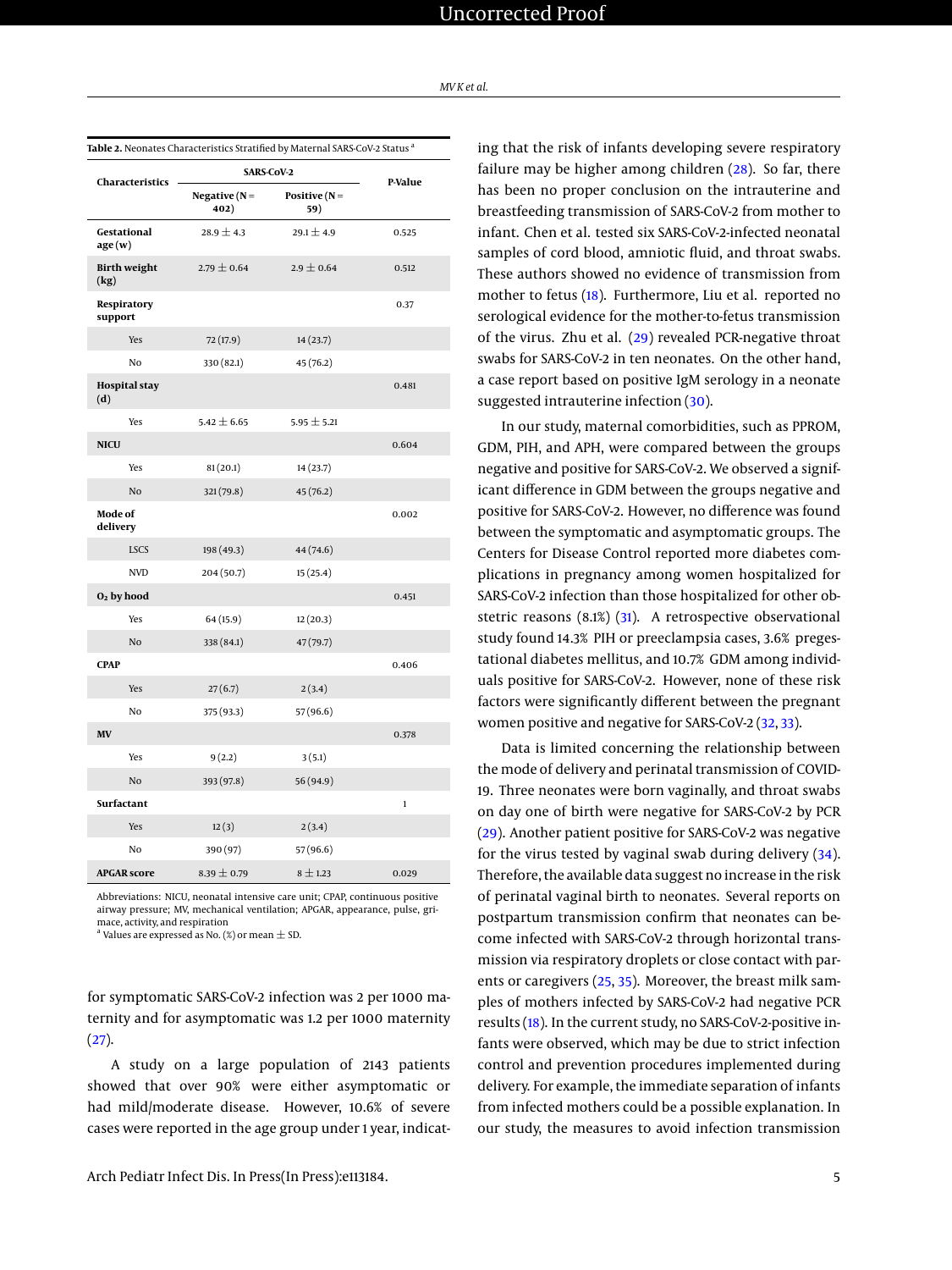**Table 2.** Neonates Characteristics Stratified by Maternal SARS-CoV-2 Status [a]

| Characteristics | SARS-CoV-2 | | P-Value |
|---|---|---|---|
| | Negative (N = 402) | Positive (N = 59) | |
| **Gestational age (w)** | 28.9 ± 4.3 | 29.1 ± 4.9 | 0.525 |
| **Birth weight (kg)** | 2.79 ± 0.64 | 2.9 ± 0.64 | 0.512 |
| **Respiratory support** | | | 0.37 |
| Yes | 72 (17.9) | 14 (23.7) | |
| No | 330 (82.1) | 45 (76.2) | |
| **Hospital stay (d)** | | | 0.481 |
| Yes | 5.42 ± 6.65 | 5.95 ± 5.21 | |
| **NICU** | | | 0.604 |
| Yes | 81 (20.1) | 14 (23.7) | |
| No | 321 (79.8) | 45 (76.2) | |
| **Mode of delivery** | | | 0.002 |
| LSCS | 198 (49.3) | 44 (74.6) | |
| NVD | 204 (50.7) | 15 (25.4) | |
| **$O_2$ by hood** | | | 0.451 |
| Yes | 64 (15.9) | 12 (20.3) | |
| No | 338 (84.1) | 47 (79.7) | |
| **CPAP** | | | 0.406 |
| Yes | 27 (6.7) | 2 (3.4) | |
| No | 375 (93.3) | 57 (96.6) | |
| **MV** | | | 0.378 |
| Yes | 9 (2.2) | 3 (5.1) | |
| No | 393 (97.8) | 56 (94.9) | |
| **Surfactant** | | | 1 |
| Yes | 12 (3) | 2 (3.4) | |
| No | 390 (97) | 57 (96.6) | |
| **APGAR score** | 8.39 ± 0.79 | 8 ± 1.23 | 0.029 |

Abbreviations: NICU, neonatal intensive care unit; CPAP, continuous positive airway pressure; MV, mechanical ventilation; APGAR, appearance, pulse, grimace, activity, and respiration

[a] Values are expressed as No. (%) or mean ± SD.

for symptomatic SARS-CoV-2 infection was 2 per 1000 maternity and for asymptomatic was 1.2 per 1000 maternity (27).

A study on a large population of 2143 patients showed that over 90% were either asymptomatic or had mild/moderate disease. However, 10.6% of severe cases were reported in the age group under 1 year, indicating that the risk of infants developing severe respiratory failure may be higher among children (28). So far, there has been no proper conclusion on the intrauterine and breastfeeding transmission of SARS-CoV-2 from mother to infant. Chen et al. tested six SARS-CoV-2-infected neonatal samples of cord blood, amniotic fluid, and throat swabs. These authors showed no evidence of transmission from mother to fetus (18). Furthermore, Liu et al. reported no serological evidence for the mother-to-fetus transmission of the virus. Zhu et al. (29) revealed PCR-negative throat swabs for SARS-CoV-2 in ten neonates. On the other hand, a case report based on positive IgM serology in a neonate suggested intrauterine infection (30).

In our study, maternal comorbidities, such as PPROM, GDM, PIH, and APH, were compared between the groups negative and positive for SARS-CoV-2. We observed a significant difference in GDM between the groups negative and positive for SARS-CoV-2. However, no difference was found between the symptomatic and asymptomatic groups. The Centers for Disease Control reported more diabetes complications in pregnancy among women hospitalized for SARS-CoV-2 infection than those hospitalized for other obstetric reasons (8.1%) (31). A retrospective observational study found 14.3% PIH or preeclampsia cases, 3.6% pregestational diabetes mellitus, and 10.7% GDM among individuals positive for SARS-CoV-2. However, none of these risk factors were significantly different between the pregnant women positive and negative for SARS-CoV-2 (32, 33).

Data is limited concerning the relationship between the mode of delivery and perinatal transmission of COVID-19. Three neonates were born vaginally, and throat swabs on day one of birth were negative for SARS-CoV-2 by PCR (29). Another patient positive for SARS-CoV-2 was negative for the virus tested by vaginal swab during delivery (34). Therefore, the available data suggest no increase in the risk of perinatal vaginal birth to neonates. Several reports on postpartum transmission confirm that neonates can become infected with SARS-CoV-2 through horizontal transmission via respiratory droplets or close contact with parents or caregivers (25, 35). Moreover, the breast milk samples of mothers infected by SARS-CoV-2 had negative PCR results (18). In the current study, no SARS-CoV-2-positive infants were observed, which may be due to strict infection control and prevention procedures implemented during delivery. For example, the immediate separation of infants from infected mothers could be a possible explanation. In our study, the measures to avoid infection transmission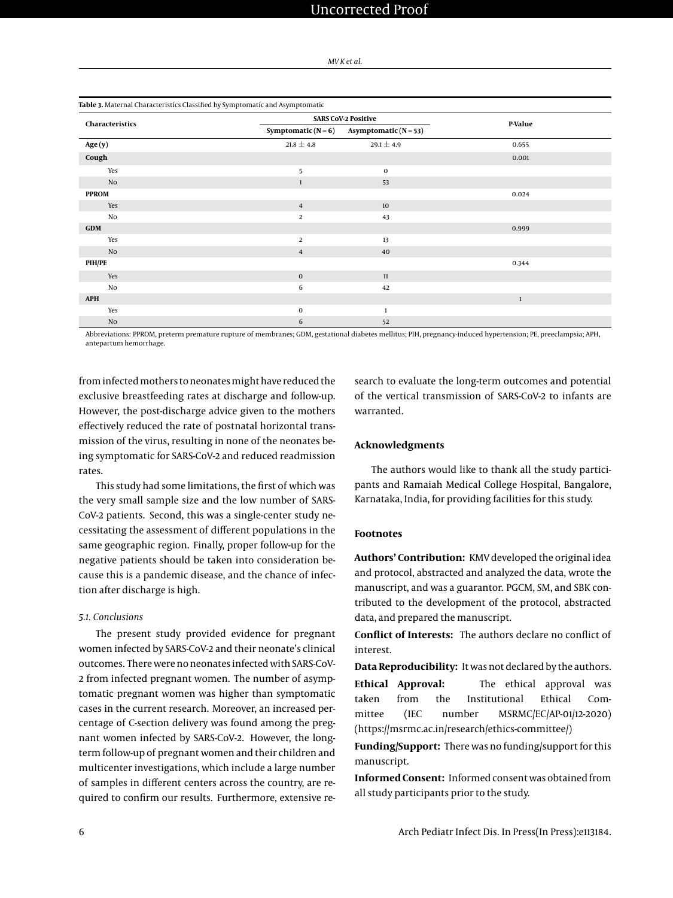**Table 3.** Maternal Characteristics Classified by Symptomatic and Asymptomatic

| Characteristics | SARS CoV-2 Positive | | P-Value |
|---|---|---|---|
| | Symptomatic (N = 6) | Asymptomatic (N = 53) | |
| **Age (y)** | 21.8 ± 4.8 | 29.1 ± 4.9 | 0.655 |
| **Cough** | | | 0.001 |
| Yes | 5 | 0 | |
| No | 1 | 53 | |
| **PPROM** | | | 0.024 |
| Yes | 4 | 10 | |
| No | 2 | 43 | |
| **GDM** | | | 0.999 |
| Yes | 2 | 13 | |
| No | 4 | 40 | |
| **PIH/PE** | | | 0.344 |
| Yes | 0 | 11 | |
| No | 6 | 42 | |
| **APH** | | | 1 |
| Yes | 0 | 1 | |
| No | 6 | 52 | |

Abbreviations: PPROM, preterm premature rupture of membranes; GDM, gestational diabetes mellitus; PIH, pregnancy-induced hypertension; PE, preeclampsia; APH, antepartum hemorrhage.

from infected mothers to neonates might have reduced the exclusive breastfeeding rates at discharge and follow-up. However, the post-discharge advice given to the mothers effectively reduced the rate of postnatal horizontal transmission of the virus, resulting in none of the neonates being symptomatic for SARS-CoV-2 and reduced readmission rates.

This study had some limitations, the first of which was the very small sample size and the low number of SARS-CoV-2 patients. Second, this was a single-center study necessitating the assessment of different populations in the same geographic region. Finally, proper follow-up for the negative patients should be taken into consideration because this is a pandemic disease, and the chance of infection after discharge is high.

### 5.1. Conclusions

The present study provided evidence for pregnant women infected by SARS-CoV-2 and their neonate's clinical outcomes. There were no neonates infected with SARS-CoV-2 from infected pregnant women. The number of asymptomatic pregnant women was higher than symptomatic cases in the current research. Moreover, an increased percentage of C-section delivery was found among the pregnant women infected by SARS-CoV-2. However, the long-term follow-up of pregnant women and their children and multicenter investigations, which include a large number of samples in different centers across the country, are required to confirm our results. Furthermore, extensive research to evaluate the long-term outcomes and potential of the vertical transmission of SARS-CoV-2 to infants are warranted.

## Acknowledgments

The authors would like to thank all the study participants and Ramaiah Medical College Hospital, Bangalore, Karnataka, India, for providing facilities for this study.

## Footnotes

**Authors' Contribution:** KMV developed the original idea and protocol, abstracted and analyzed the data, wrote the manuscript, and was a guarantor. PGCM, SM, and SBK contributed to the development of the protocol, abstracted data, and prepared the manuscript.

**Conflict of Interests:** The authors declare no conflict of interest.

**Data Reproducibility:** It was not declared by the authors.

**Ethical Approval:** The ethical approval was taken from the Institutional Ethical Committee (IEC number MSRMC/EC/AP-01/12-2020) (https://msrmc.ac.in/research/ethics-committee/)

**Funding/Support:** There was no funding/support for this manuscript.

**Informed Consent:** Informed consent was obtained from all study participants prior to the study.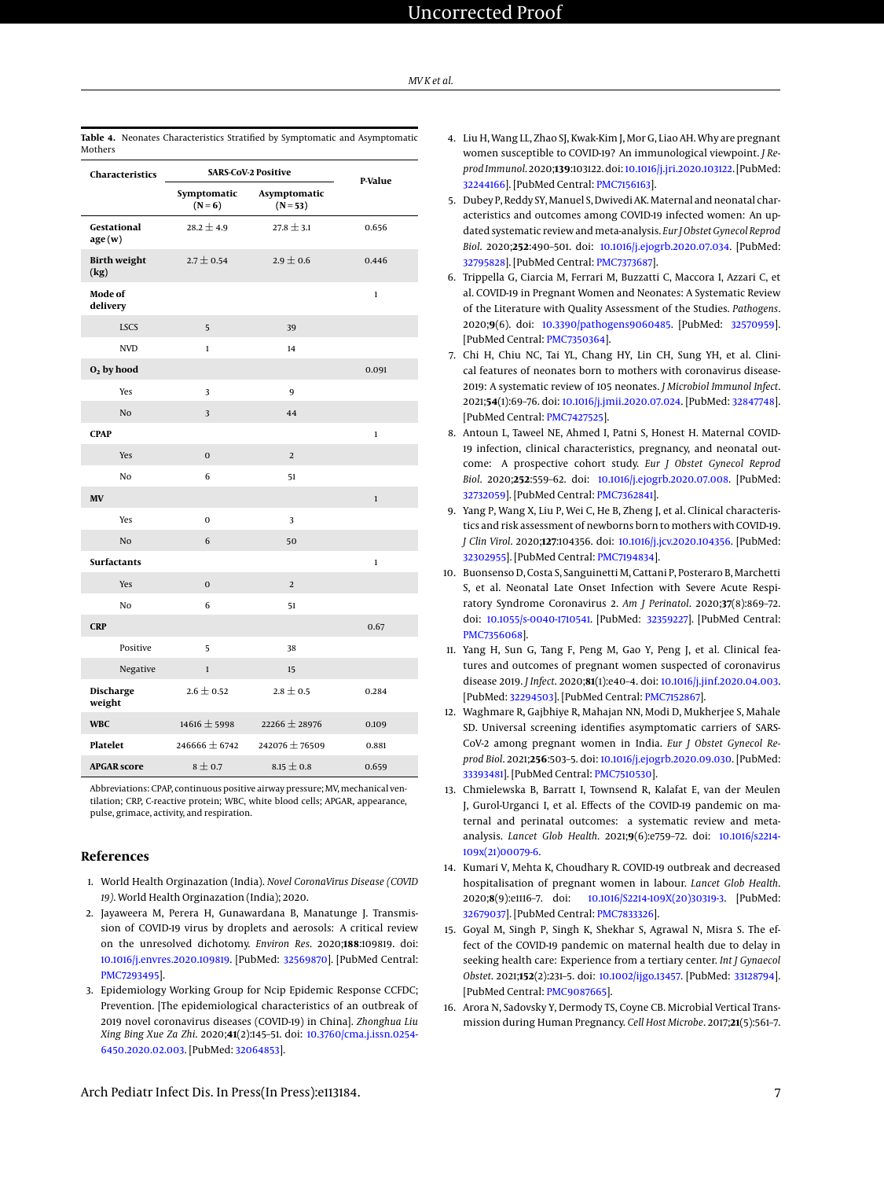**Table 4.** Neonates Characteristics Stratified by Symptomatic and Asymptomatic Mothers

| Characteristics | SARS-CoV-2 Positive | | P-Value |
|---|---|---|---|
| | Symptomatic (N = 6) | Asymptomatic (N = 53) | |
| **Gestational age (w)** | 28.2 ± 4.9 | 27.8 ± 3.1 | 0.656 |
| **Birth weight (kg)** | 2.7 ± 0.54 | 2.9 ± 0.6 | 0.446 |
| **Mode of delivery** | | | 1 |
| LSCS | 5 | 39 | |
| NVD | 1 | 14 | |
| **$O_2$ by hood** | | | 0.091 |
| Yes | 3 | 9 | |
| No | 3 | 44 | |
| **CPAP** | | | 1 |
| Yes | 0 | 2 | |
| No | 6 | 51 | |
| **MV** | | | 1 |
| Yes | 0 | 3 | |
| No | 6 | 50 | |
| **Surfactants** | | | 1 |
| Yes | 0 | 2 | |
| No | 6 | 51 | |
| **CRP** | | | 0.67 |
| Positive | 5 | 38 | |
| Negative | 1 | 15 | |
| **Discharge weight** | 2.6 ± 0.52 | 2.8 ± 0.5 | 0.284 |
| **WBC** | 14616 ± 5998 | 22266 ± 28976 | 0.109 |
| **Platelet** | 246666 ± 6742 | 242076 ± 76509 | 0.881 |
| **APGAR score** | 8 ± 0.7 | 8.15 ± 0.8 | 0.659 |

Abbreviations: CPAP, continuous positive airway pressure; MV, mechanical ventilation; CRP, C-reactive protein; WBC, white blood cells; APGAR, appearance, pulse, grimace, activity, and respiration.

## References

1. World Health Orginazation (India). *Novel CoronaVirus Disease (COVID 19)*. World Health Orginazation (India); 2020.
2. Jayaweera M, Perera H, Gunawardana B, Manatunge J. Transmission of COVID-19 virus by droplets and aerosols: A critical review on the unresolved dichotomy. *Environ Res*. 2020;**188**:109819. doi: 10.1016/j.envres.2020.109819. [PubMed: 32569870]. [PubMed Central: PMC7293495].
3. Epidemiology Working Group for Ncip Epidemic Response CCFDC; Prevention. [The epidemiological characteristics of an outbreak of 2019 novel coronavirus diseases (COVID-19) in China]. *Zhonghua Liu Xing Bing Xue Za Zhi*. 2020;**41**(2):145–51. doi: 10.3760/cma.j.issn.0254-6450.2020.02.003. [PubMed: 32064853].
4. Liu H, Wang LL, Zhao SJ, Kwak-Kim J, Mor G, Liao AH. Why are pregnant women susceptible to COVID-19? An immunological viewpoint. *J Reprod Immunol*. 2020;**139**:103122. doi: 10.1016/j.jri.2020.103122. [PubMed: 32244166]. [PubMed Central: PMC7156163].
5. Dubey P, Reddy SY, Manuel S, Dwivedi AK. Maternal and neonatal characteristics and outcomes among COVID-19 infected women: An updated systematic review and meta-analysis. *Eur J Obstet Gynecol Reprod Biol*. 2020;**252**:490–501. doi: 10.1016/j.ejogrb.2020.07.034. [PubMed: 32795828]. [PubMed Central: PMC7373687].
6. Trippella G, Ciarcia M, Ferrari M, Buzzatti C, Maccora I, Azzari C, et al. COVID-19 in Pregnant Women and Neonates: A Systematic Review of the Literature with Quality Assessment of the Studies. *Pathogens*. 2020;**9**(6). doi: 10.3390/pathogens9060485. [PubMed: 32570959]. [PubMed Central: PMC7350364].
7. Chi H, Chiu NC, Tai YL, Chang HY, Lin CH, Sung YH, et al. Clinical features of neonates born to mothers with coronavirus disease-2019: A systematic review of 105 neonates. *J Microbiol Immunol Infect*. 2021;**54**(1):69–76. doi: 10.1016/j.jmii.2020.07.024. [PubMed: 32847748]. [PubMed Central: PMC7427525].
8. Antoun L, Taweel NE, Ahmed I, Patni S, Honest H. Maternal COVID-19 infection, clinical characteristics, pregnancy, and neonatal outcome: A prospective cohort study. *Eur J Obstet Gynecol Reprod Biol*. 2020;**252**:559–62. doi: 10.1016/j.ejogrb.2020.07.008. [PubMed: 32732059]. [PubMed Central: PMC7362841].
9. Yang P, Wang X, Liu P, Wei C, He B, Zheng J, et al. Clinical characteristics and risk assessment of newborns born to mothers with COVID-19. *J Clin Virol*. 2020;**127**:104356. doi: 10.1016/j.jcv.2020.104356. [PubMed: 32302955]. [PubMed Central: PMC7194834].
10. Buonsenso D, Costa S, Sanguinetti M, Cattani P, Posteraro B, Marchetti S, et al. Neonatal Late Onset Infection with Severe Acute Respiratory Syndrome Coronavirus 2. *Am J Perinatol*. 2020;**37**(8):869–72. doi: 10.1055/s-0040-1710541. [PubMed: 32359227]. [PubMed Central: PMC7356068].
11. Yang H, Sun G, Tang F, Peng M, Gao Y, Peng J, et al. Clinical features and outcomes of pregnant women suspected of coronavirus disease 2019. *J Infect*. 2020;**81**(1):e40–4. doi: 10.1016/j.jinf.2020.04.003. [PubMed: 32294503]. [PubMed Central: PMC7152867].
12. Waghmare R, Gajbhiye R, Mahajan NN, Modi D, Mukherjee S, Mahale SD. Universal screening identifies asymptomatic carriers of SARS-CoV-2 among pregnant women in India. *Eur J Obstet Gynecol Reprod Biol*. 2021;**256**:503–5. doi: 10.1016/j.ejogrb.2020.09.030. [PubMed: 33393481]. [PubMed Central: PMC7510530].
13. Chmielewska B, Barratt I, Townsend R, Kalafat E, van der Meulen J, Gurol-Urganci I, et al. Effects of the COVID-19 pandemic on maternal and perinatal outcomes: a systematic review and meta-analysis. *Lancet Glob Health*. 2021;**9**(6):e759–72. doi: 10.1016/s2214-109x(21)00079-6.
14. Kumari V, Mehta K, Choudhary R. COVID-19 outbreak and decreased hospitalisation of pregnant women in labour. *Lancet Glob Health*. 2020;**8**(9):e1116–7. doi: 10.1016/S2214-109X(20)30319-3. [PubMed: 32679037]. [PubMed Central: PMC7833326].
15. Goyal M, Singh P, Singh K, Shekhar S, Agrawal N, Misra S. The effect of the COVID-19 pandemic on maternal health due to delay in seeking health care: Experience from a tertiary center. *Int J Gynaecol Obstet*. 2021;**152**(2):231–5. doi: 10.1002/ijgo.13457. [PubMed: 33128794]. [PubMed Central: PMC9087665].
16. Arora N, Sadovsky Y, Dermody TS, Coyne CB. Microbial Vertical Transmission during Human Pregnancy. *Cell Host Microbe*. 2017;**21**(5):561–7.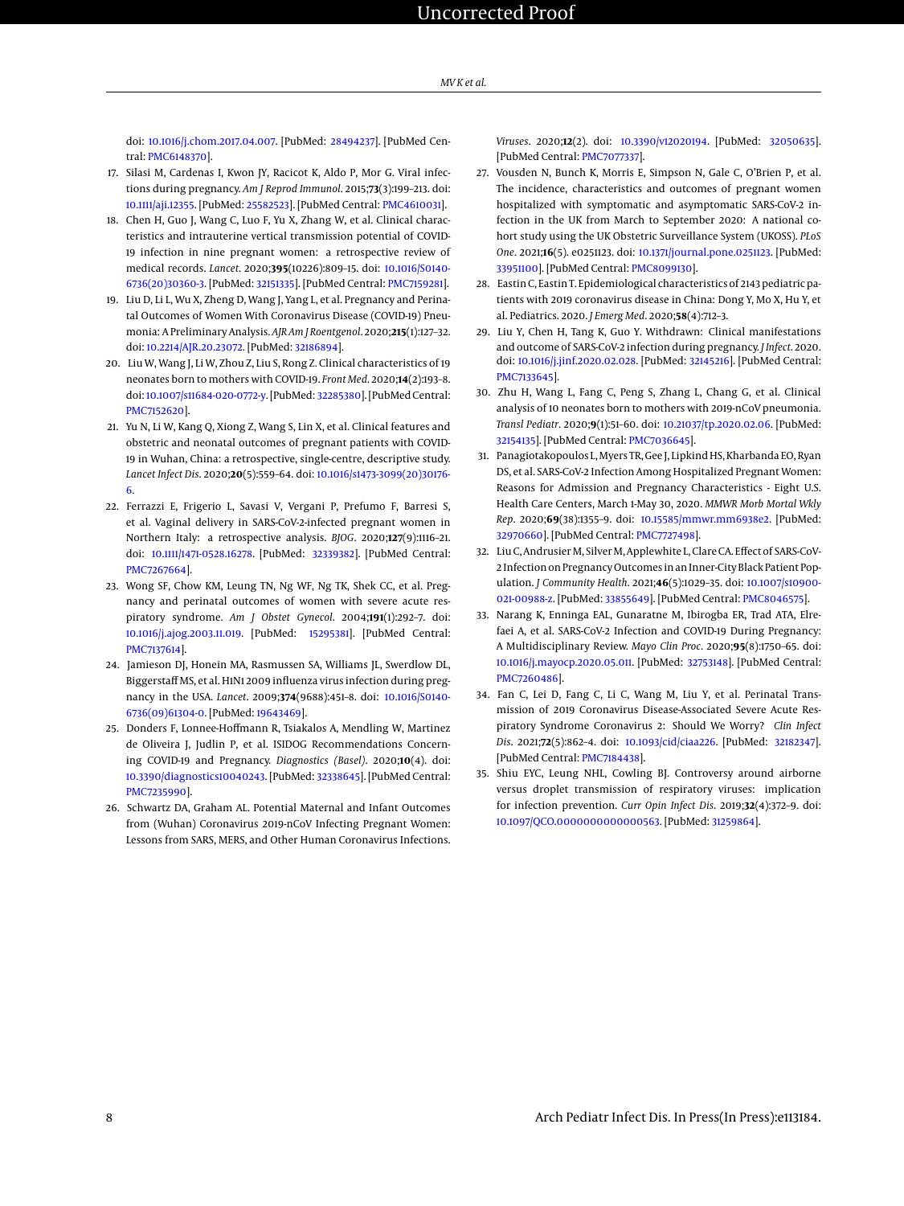doi: 10.1016/j.chom.2017.04.007. [PubMed: 28494237]. [PubMed Central: PMC6148370].

17. Silasi M, Cardenas I, Kwon JY, Racicot K, Aldo P, Mor G. Viral infections during pregnancy. *Am J Reprod Immunol*. 2015;**73**(3):199–213. doi: 10.1111/aji.12355. [PubMed: 25582523]. [PubMed Central: PMC4610031].
18. Chen H, Guo J, Wang C, Luo F, Yu X, Zhang W, et al. Clinical characteristics and intrauterine vertical transmission potential of COVID-19 infection in nine pregnant women: a retrospective review of medical records. *Lancet*. 2020;**395**(10226):809–15. doi: 10.1016/S0140-6736(20)30360-3. [PubMed: 32151335]. [PubMed Central: PMC7159281].
19. Liu D, Li L, Wu X, Zheng D, Wang J, Yang L, et al. Pregnancy and Perinatal Outcomes of Women With Coronavirus Disease (COVID-19) Pneumonia: A Preliminary Analysis. *AJR Am J Roentgenol*. 2020;**215**(1):127–32. doi: 10.2214/AJR.20.23072. [PubMed: 32186894].
20. Liu W, Wang J, Li W, Zhou Z, Liu S, Rong Z. Clinical characteristics of 19 neonates born to mothers with COVID-19. *Front Med*. 2020;**14**(2):193–8. doi: 10.1007/s11684-020-0772-y. [PubMed: 32285380]. [PubMed Central: PMC7152620].
21. Yu N, Li W, Kang Q, Xiong Z, Wang S, Lin X, et al. Clinical features and obstetric and neonatal outcomes of pregnant patients with COVID-19 in Wuhan, China: a retrospective, single-centre, descriptive study. *Lancet Infect Dis*. 2020;**20**(5):559–64. doi: 10.1016/s1473-3099(20)30176-6.
22. Ferrazzi E, Frigerio L, Savasi V, Vergani P, Prefumo F, Barresi S, et al. Vaginal delivery in SARS-CoV-2-infected pregnant women in Northern Italy: a retrospective analysis. *BJOG*. 2020;**127**(9):1116–21. doi: 10.1111/1471-0528.16278. [PubMed: 32339382]. [PubMed Central: PMC7267664].
23. Wong SF, Chow KM, Leung TN, Ng WF, Ng TK, Shek CC, et al. Pregnancy and perinatal outcomes of women with severe acute respiratory syndrome. *Am J Obstet Gynecol*. 2004;**191**(1):292–7. doi: 10.1016/j.ajog.2003.11.019. [PubMed: 15295381]. [PubMed Central: PMC7137614].
24. Jamieson DJ, Honein MA, Rasmussen SA, Williams JL, Swerdlow DL, Biggerstaff MS, et al. H1N1 2009 influenza virus infection during pregnancy in the USA. *Lancet*. 2009;**374**(9688):451–8. doi: 10.1016/S0140-6736(09)61304-0. [PubMed: 19643469].
25. Donders F, Lonnee-Hoffmann R, Tsiakalos A, Mendling W, Martinez de Oliveira J, Judlin P, et al. ISIDOG Recommendations Concerning COVID-19 and Pregnancy. *Diagnostics (Basel)*. 2020;**10**(4). doi: 10.3390/diagnostics10040243. [PubMed: 32338645]. [PubMed Central: PMC7235990].
26. Schwartz DA, Graham AL. Potential Maternal and Infant Outcomes from (Wuhan) Coronavirus 2019-nCoV Infecting Pregnant Women: Lessons from SARS, MERS, and Other Human Coronavirus Infections. *Viruses*. 2020;**12**(2). doi: 10.3390/v12020194. [PubMed: 32050635]. [PubMed Central: PMC7077337].
27. Vousden N, Bunch K, Morris E, Simpson N, Gale C, O'Brien P, et al. The incidence, characteristics and outcomes of pregnant women hospitalized with symptomatic and asymptomatic SARS-CoV-2 infection in the UK from March to September 2020: A national cohort study using the UK Obstetric Surveillance System (UKOSS). *PLoS One*. 2021;**16**(5). e0251123. doi: 10.1371/journal.pone.0251123. [PubMed: 33951100]. [PubMed Central: PMC8099130].
28. Eastin C, Eastin T. Epidemiological characteristics of 2143 pediatric patients with 2019 coronavirus disease in China: Dong Y, Mo X, Hu Y, et al. Pediatrics. 2020. *J Emerg Med*. 2020;**58**(4):712–3.
29. Liu Y, Chen H, Tang K, Guo Y. Withdrawn: Clinical manifestations and outcome of SARS-CoV-2 infection during pregnancy. *J Infect*. 2020. doi: 10.1016/j.jinf.2020.02.028. [PubMed: 32145216]. [PubMed Central: PMC7133645].
30. Zhu H, Wang L, Fang C, Peng S, Zhang L, Chang G, et al. Clinical analysis of 10 neonates born to mothers with 2019-nCoV pneumonia. *Transl Pediatr*. 2020;**9**(1):51–60. doi: 10.21037/tp.2020.02.06. [PubMed: 32154135]. [PubMed Central: PMC7036645].
31. Panagiotakopoulos L, Myers TR, Gee J, Lipkind HS, Kharbanda EO, Ryan DS, et al. SARS-CoV-2 Infection Among Hospitalized Pregnant Women: Reasons for Admission and Pregnancy Characteristics - Eight U.S. Health Care Centers, March 1-May 30, 2020. *MMWR Morb Mortal Wkly Rep*. 2020;**69**(38):1355–9. doi: 10.15585/mmwr.mm6938e2. [PubMed: 32970660]. [PubMed Central: PMC7727498].
32. Liu C, Andrusier M, Silver M, Applewhite L, Clare CA. Effect of SARS-CoV-2 Infection on Pregnancy Outcomes in an Inner-City Black Patient Population. *J Community Health*. 2021;**46**(5):1029–35. doi: 10.1007/s10900-021-00988-z. [PubMed: 33855649]. [PubMed Central: PMC8046575].
33. Narang K, Enninga EAL, Gunaratne M, Ibirogba ER, Trad ATA, Elrefaei A, et al. SARS-CoV-2 Infection and COVID-19 During Pregnancy: A Multidisciplinary Review. *Mayo Clin Proc*. 2020;**95**(8):1750–65. doi: 10.1016/j.mayocp.2020.05.011. [PubMed: 32753148]. [PubMed Central: PMC7260486].
34. Fan C, Lei D, Fang C, Li C, Wang M, Liu Y, et al. Perinatal Transmission of 2019 Coronavirus Disease-Associated Severe Acute Respiratory Syndrome Coronavirus 2: Should We Worry? *Clin Infect Dis*. 2021;**72**(5):862–4. doi: 10.1093/cid/ciaa226. [PubMed: 32182347]. [PubMed Central: PMC7184438].
35. Shiu EYC, Leung NHL, Cowling BJ. Controversy around airborne versus droplet transmission of respiratory viruses: implication for infection prevention. *Curr Opin Infect Dis*. 2019;**32**(4):372–9. doi: 10.1097/QCO.0000000000000563. [PubMed: 31259864].